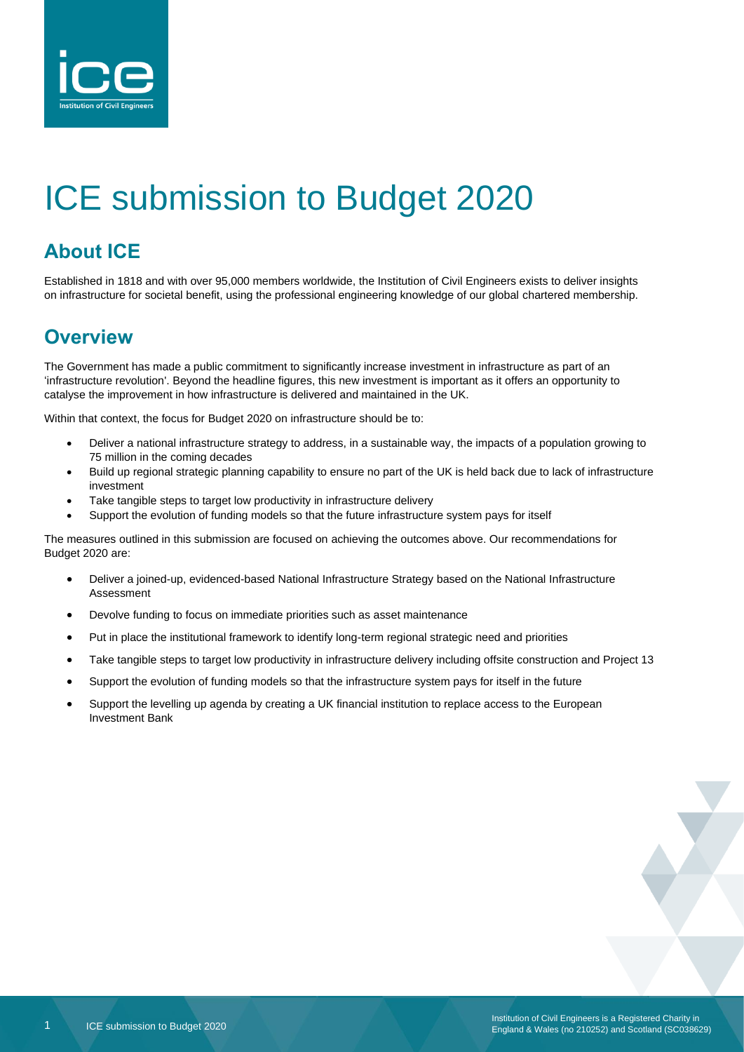# ICE submission to Budget 2020

## About ICE

Established in 1818 and with over 95,000 members worldwide, the Institution of Civil Engineers exists to deliver insights on infrastructure for societal benefit, using the professional engineering knowledge of our global chartered membership.

## Overview

The Government has made a public commitment to significantly increase investment in infrastructure as part of an 'infrastructure revolution'. Beyond the headline figures, this new investment is important as it offers an opportunity to catalyse the improvement in how infrastructure is delivered and maintained in the UK.

Within that context, the focus for Budget 2020 on infrastructure should be to:

- Deliver a national infrastructure strategy to address, in a sustainable way, the impacts of a population growing to 75 million in the coming decades
- Build up regional strategic planning capability to ensure no part of the UK is held back due to lack of infrastructure investment
- Take tangible steps to target low productivity in infrastructure delivery
- Support the evolution of funding models so that the future infrastructure system pays for itself

The measures outlined in this submission are focused on achieving the outcomes above. Our recommendations for Budget 2020 are:

- Deliver a joined-up, evidenced-based National Infrastructure Strategy based on the National Infrastructure Assessment
- Devolve funding to focus on immediate priorities such as asset maintenance
- Put in place the institutional framework to identify long-term regional strategic need and priorities
- Take tangible steps to target low productivity in infrastructure delivery including offsite construction and Project 13
- Support the evolution of funding models so that the infrastructure system pays for itself in the future
- Support the levelling up agenda by creating a UK financial institution to replace access to the European Investment Bank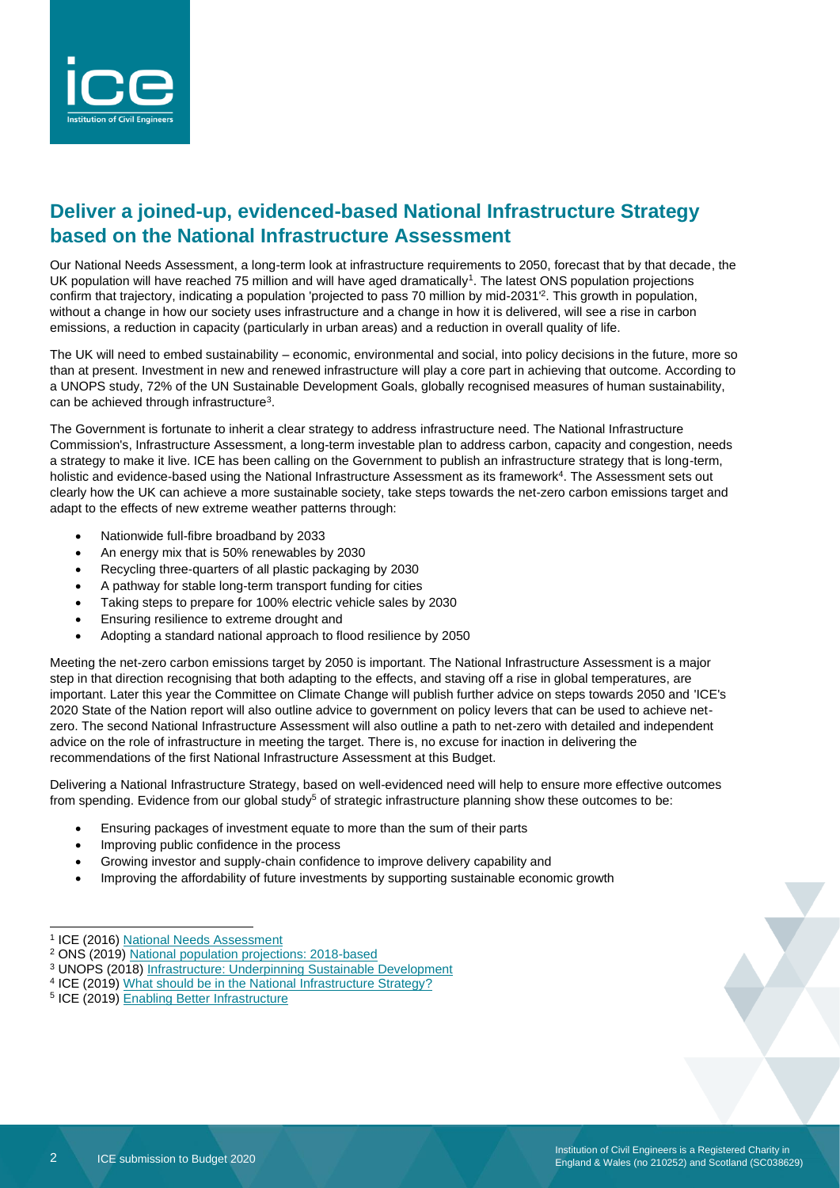## Deliver a joined-up, evidenced-based National Infrastructure Strategy based on the National Infrastructure Assessment

Our National Needs Assessment, a long-term look at infrastructure requirements to 2050, forecast that by that decade, the UK population will have reached 75 million and will have aged dramatically[1]. The latest ONS population projections confirm that trajectory, indicating a population 'projected to pass 70 million by mid-2031'[2]. This growth in population, without a change in how our society uses infrastructure and a change in how it is delivered, will see a rise in carbon emissions, a reduction in capacity (particularly in urban areas) and a reduction in overall quality of life.

The UK will need to embed sustainability – economic, environmental and social, into policy decisions in the future, more so than at present. Investment in new and renewed infrastructure will play a core part in achieving that outcome. According to a UNOPS study, 72% of the UN Sustainable Development Goals, globally recognised measures of human sustainability, can be achieved through infrastructure[3].

The Government is fortunate to inherit a clear strategy to address infrastructure need. The National Infrastructure Commission's, Infrastructure Assessment, a long-term investable plan to address carbon, capacity and congestion, needs a strategy to make it live. ICE has been calling on the Government to publish an infrastructure strategy that is long-term, holistic and evidence-based using the National Infrastructure Assessment as its framework[4]. The Assessment sets out clearly how the UK can achieve a more sustainable society, take steps towards the net-zero carbon emissions target and adapt to the effects of new extreme weather patterns through:

- Nationwide full-fibre broadband by 2033
- An energy mix that is 50% renewables by 2030
- Recycling three-quarters of all plastic packaging by 2030
- A pathway for stable long-term transport funding for cities
- Taking steps to prepare for 100% electric vehicle sales by 2030
- Ensuring resilience to extreme drought and
- Adopting a standard national approach to flood resilience by 2050

Meeting the net-zero carbon emissions target by 2050 is important. The National Infrastructure Assessment is a major step in that direction recognising that both adapting to the effects, and staving off a rise in global temperatures, are important. Later this year the Committee on Climate Change will publish further advice on steps towards 2050 and 'ICE's 2020 State of the Nation report will also outline advice to government on policy levers that can be used to achieve net-zero. The second National Infrastructure Assessment will also outline a path to net-zero with detailed and independent advice on the role of infrastructure in meeting the target. There is, no excuse for inaction in delivering the recommendations of the first National Infrastructure Assessment at this Budget.

Delivering a National Infrastructure Strategy, based on well-evidenced need will help to ensure more effective outcomes from spending. Evidence from our global study[5] of strategic infrastructure planning show these outcomes to be:

- Ensuring packages of investment equate to more than the sum of their parts
- Improving public confidence in the process
- Growing investor and supply-chain confidence to improve delivery capability and
- Improving the affordability of future investments by supporting sustainable economic growth

---

[1] ICE (2016) National Needs Assessment

[2] ONS (2019) National population projections: 2018-based

[3] UNOPS (2018) Infrastructure: Underpinning Sustainable Development

[4] ICE (2019) What should be in the National Infrastructure Strategy?

[5] ICE (2019) Enabling Better Infrastructure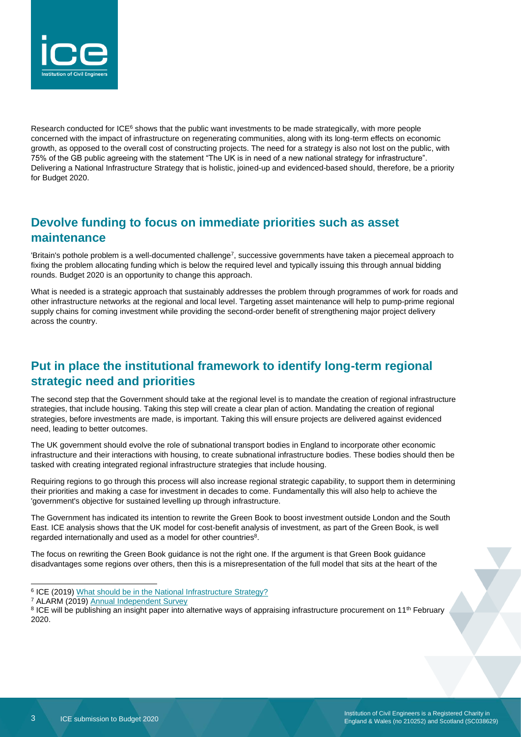Research conducted for ICE[6] shows that the public want investments to be made strategically, with more people concerned with the impact of infrastructure on regenerating communities, along with its long-term effects on economic growth, as opposed to the overall cost of constructing projects. The need for a strategy is also not lost on the public, with 75% of the GB public agreeing with the statement "The UK is in need of a new national strategy for infrastructure". Delivering a National Infrastructure Strategy that is holistic, joined-up and evidenced-based should, therefore, be a priority for Budget 2020.

## Devolve funding to focus on immediate priorities such as asset maintenance

'Britain's pothole problem is a well-documented challenge[7], successive governments have taken a piecemeal approach to fixing the problem allocating funding which is below the required level and typically issuing this through annual bidding rounds. Budget 2020 is an opportunity to change this approach.

What is needed is a strategic approach that sustainably addresses the problem through programmes of work for roads and other infrastructure networks at the regional and local level. Targeting asset maintenance will help to pump-prime regional supply chains for coming investment while providing the second-order benefit of strengthening major project delivery across the country.

## Put in place the institutional framework to identify long-term regional strategic need and priorities

The second step that the Government should take at the regional level is to mandate the creation of regional infrastructure strategies, that include housing. Taking this step will create a clear plan of action. Mandating the creation of regional strategies, before investments are made, is important. Taking this will ensure projects are delivered against evidenced need, leading to better outcomes.

The UK government should evolve the role of subnational transport bodies in England to incorporate other economic infrastructure and their interactions with housing, to create subnational infrastructure bodies. These bodies should then be tasked with creating integrated regional infrastructure strategies that include housing.

Requiring regions to go through this process will also increase regional strategic capability, to support them in determining their priorities and making a case for investment in decades to come. Fundamentally this will also help to achieve the 'government's objective for sustained levelling up through infrastructure.

The Government has indicated its intention to rewrite the Green Book to boost investment outside London and the South East. ICE analysis shows that the UK model for cost-benefit analysis of investment, as part of the Green Book, is well regarded internationally and used as a model for other countries[8].

The focus on rewriting the Green Book guidance is not the right one. If the argument is that Green Book guidance disadvantages some regions over others, then this is a misrepresentation of the full model that sits at the heart of the

---

[6] ICE (2019) What should be in the National Infrastructure Strategy?

[7] ALARM (2019) Annual Independent Survey

[8] ICE will be publishing an insight paper into alternative ways of appraising infrastructure procurement on 11th February 2020.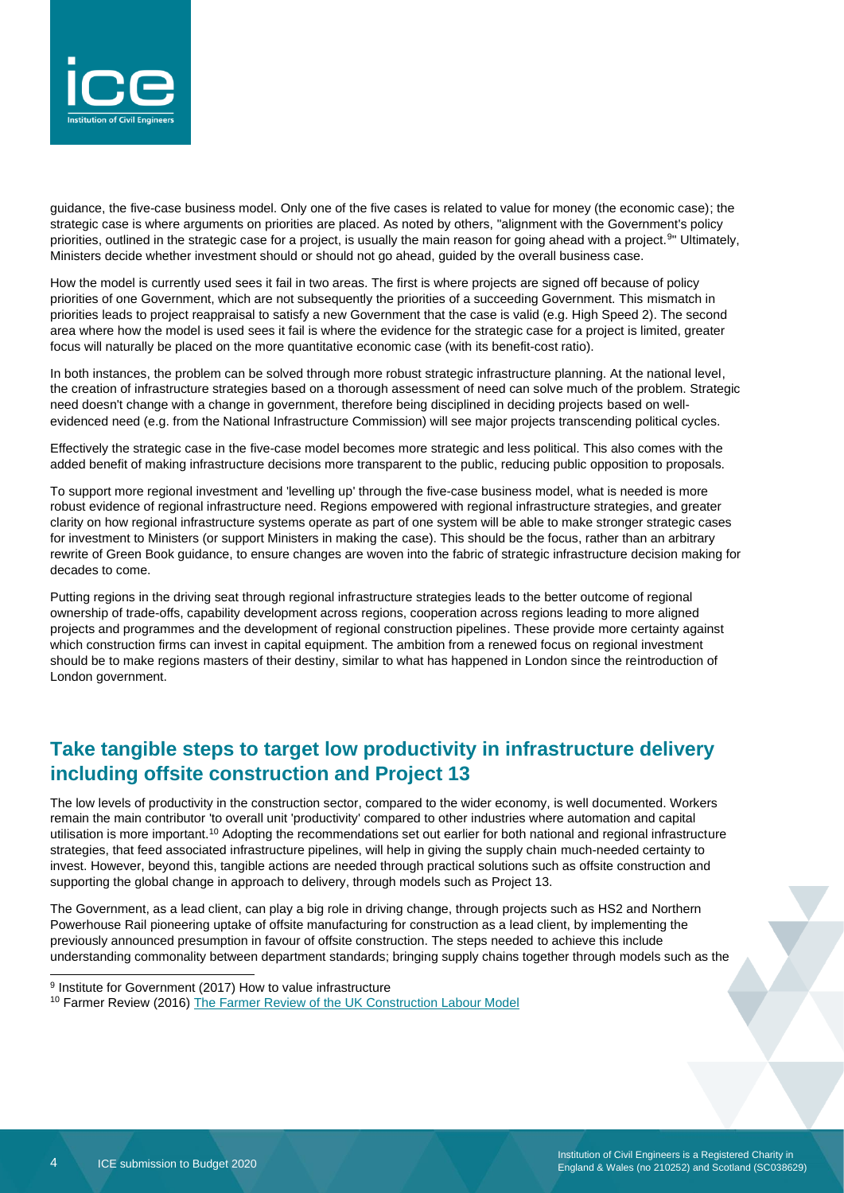guidance, the five-case business model. Only one of the five cases is related to value for money (the economic case); the strategic case is where arguments on priorities are placed. As noted by others, "alignment with the Government's policy priorities, outlined in the strategic case for a project, is usually the main reason for going ahead with a project.[9]" Ultimately, Ministers decide whether investment should or should not go ahead, guided by the overall business case.

How the model is currently used sees it fail in two areas. The first is where projects are signed off because of policy priorities of one Government, which are not subsequently the priorities of a succeeding Government. This mismatch in priorities leads to project reappraisal to satisfy a new Government that the case is valid (e.g. High Speed 2). The second area where how the model is used sees it fail is where the evidence for the strategic case for a project is limited, greater focus will naturally be placed on the more quantitative economic case (with its benefit-cost ratio).

In both instances, the problem can be solved through more robust strategic infrastructure planning. At the national level, the creation of infrastructure strategies based on a thorough assessment of need can solve much of the problem. Strategic need doesn't change with a change in government, therefore being disciplined in deciding projects based on well-evidenced need (e.g. from the National Infrastructure Commission) will see major projects transcending political cycles.

Effectively the strategic case in the five-case model becomes more strategic and less political. This also comes with the added benefit of making infrastructure decisions more transparent to the public, reducing public opposition to proposals.

To support more regional investment and 'levelling up' through the five-case business model, what is needed is more robust evidence of regional infrastructure need. Regions empowered with regional infrastructure strategies, and greater clarity on how regional infrastructure systems operate as part of one system will be able to make stronger strategic cases for investment to Ministers (or support Ministers in making the case). This should be the focus, rather than an arbitrary rewrite of Green Book guidance, to ensure changes are woven into the fabric of strategic infrastructure decision making for decades to come.

Putting regions in the driving seat through regional infrastructure strategies leads to the better outcome of regional ownership of trade-offs, capability development across regions, cooperation across regions leading to more aligned projects and programmes and the development of regional construction pipelines. These provide more certainty against which construction firms can invest in capital equipment. The ambition from a renewed focus on regional investment should be to make regions masters of their destiny, similar to what has happened in London since the reintroduction of London government.

## Take tangible steps to target low productivity in infrastructure delivery including offsite construction and Project 13

The low levels of productivity in the construction sector, compared to the wider economy, is well documented. Workers remain the main contributor 'to overall unit 'productivity' compared to other industries where automation and capital utilisation is more important.[10] Adopting the recommendations set out earlier for both national and regional infrastructure strategies, that feed associated infrastructure pipelines, will help in giving the supply chain much-needed certainty to invest. However, beyond this, tangible actions are needed through practical solutions such as offsite construction and supporting the global change in approach to delivery, through models such as Project 13.

The Government, as a lead client, can play a big role in driving change, through projects such as HS2 and Northern Powerhouse Rail pioneering uptake of offsite manufacturing for construction as a lead client, by implementing the previously announced presumption in favour of offsite construction. The steps needed to achieve this include understanding commonality between department standards; bringing supply chains together through models such as the

[9] Institute for Government (2017) How to value infrastructure

[10] Farmer Review (2016) The Farmer Review of the UK Construction Labour Model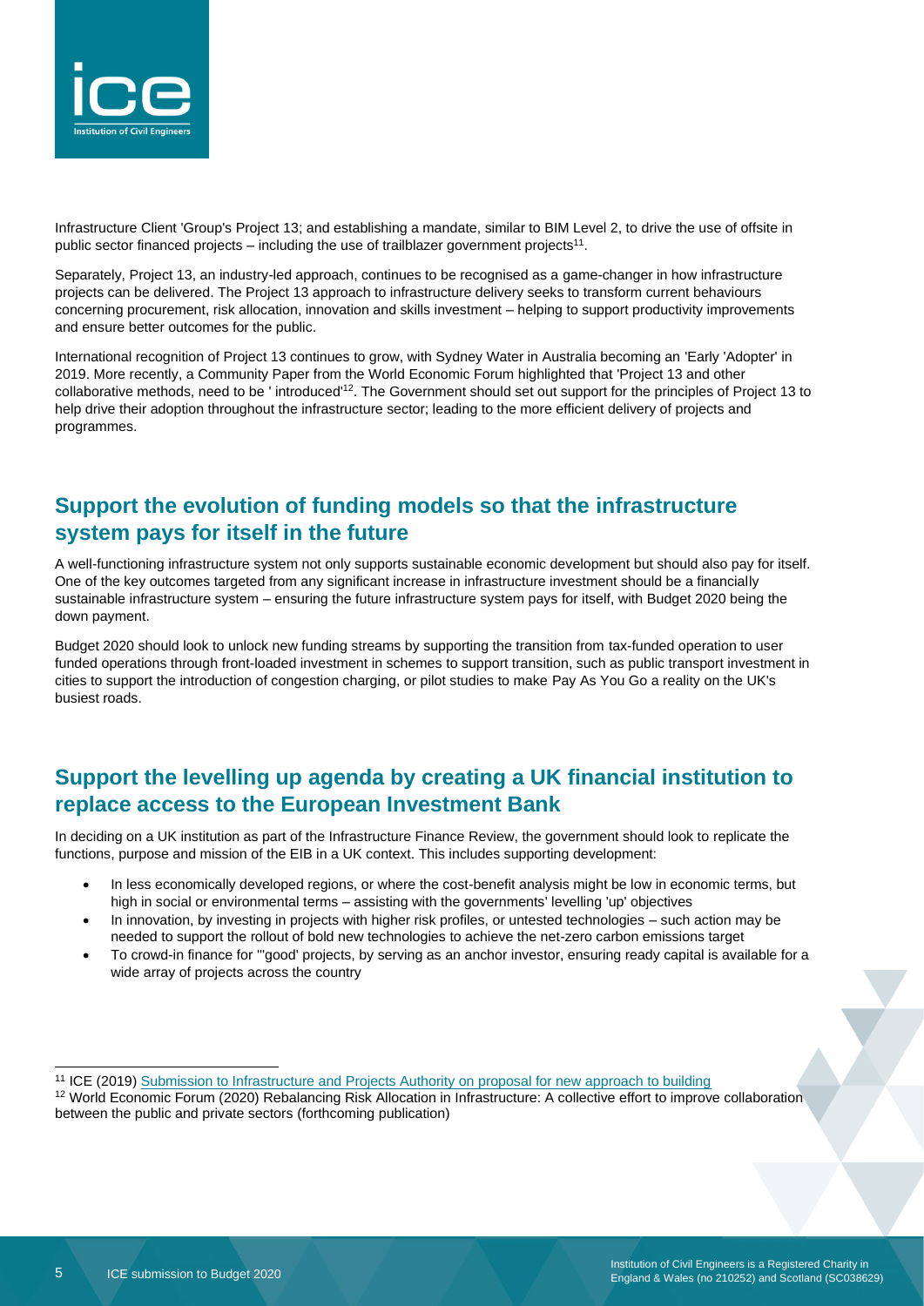Infrastructure Client 'Group's Project 13; and establishing a mandate, similar to BIM Level 2, to drive the use of offsite in public sector financed projects – including the use of trailblazer government projects[11].

Separately, Project 13, an industry-led approach, continues to be recognised as a game-changer in how infrastructure projects can be delivered. The Project 13 approach to infrastructure delivery seeks to transform current behaviours concerning procurement, risk allocation, innovation and skills investment – helping to support productivity improvements and ensure better outcomes for the public.

International recognition of Project 13 continues to grow, with Sydney Water in Australia becoming an 'Early 'Adopter' in 2019. More recently, a Community Paper from the World Economic Forum highlighted that 'Project 13 and other collaborative methods, need to be ' introduced'[12]. The Government should set out support for the principles of Project 13 to help drive their adoption throughout the infrastructure sector; leading to the more efficient delivery of projects and programmes.

## Support the evolution of funding models so that the infrastructure system pays for itself in the future

A well-functioning infrastructure system not only supports sustainable economic development but should also pay for itself. One of the key outcomes targeted from any significant increase in infrastructure investment should be a financially sustainable infrastructure system – ensuring the future infrastructure system pays for itself, with Budget 2020 being the down payment.

Budget 2020 should look to unlock new funding streams by supporting the transition from tax-funded operation to user funded operations through front-loaded investment in schemes to support transition, such as public transport investment in cities to support the introduction of congestion charging, or pilot studies to make Pay As You Go a reality on the UK's busiest roads.

## Support the levelling up agenda by creating a UK financial institution to replace access to the European Investment Bank

In deciding on a UK institution as part of the Infrastructure Finance Review, the government should look to replicate the functions, purpose and mission of the EIB in a UK context. This includes supporting development:

- In less economically developed regions, or where the cost-benefit analysis might be low in economic terms, but high in social or environmental terms – assisting with the governments' levelling 'up' objectives
- In innovation, by investing in projects with higher risk profiles, or untested technologies – such action may be needed to support the rollout of bold new technologies to achieve the net-zero carbon emissions target
- To crowd-in finance for "'good' projects, by serving as an anchor investor, ensuring ready capital is available for a wide array of projects across the country

---

[11] ICE (2019) Submission to Infrastructure and Projects Authority on proposal for new approach to building

[12] World Economic Forum (2020) Rebalancing Risk Allocation in Infrastructure: A collective effort to improve collaboration between the public and private sectors (forthcoming publication)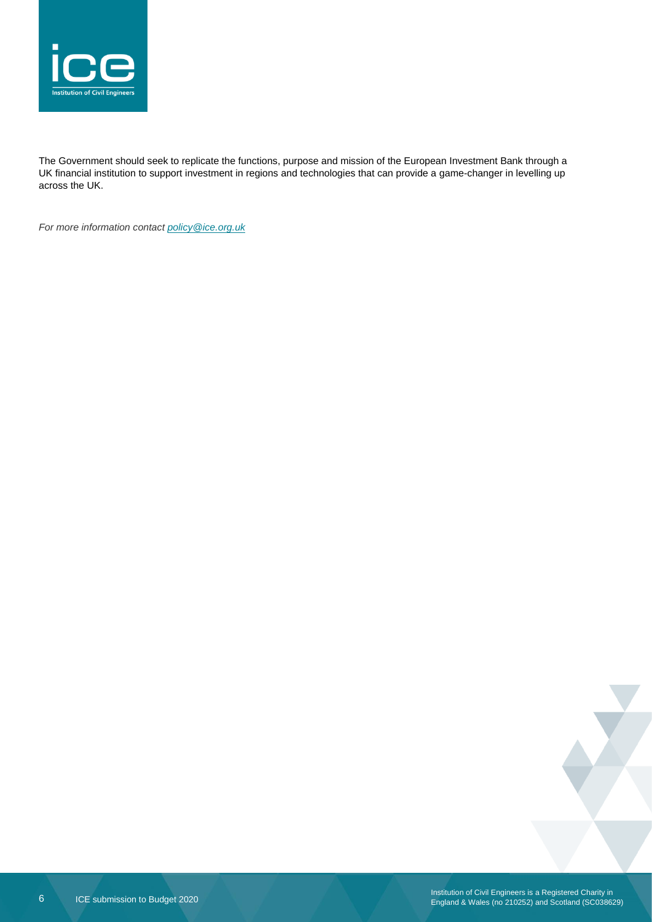The Government should seek to replicate the functions, purpose and mission of the European Investment Bank through a UK financial institution to support investment in regions and technologies that can provide a game-changer in levelling up across the UK.

*For more information contact [policy@ice.org.uk](mailto:policy@ice.org.uk)*